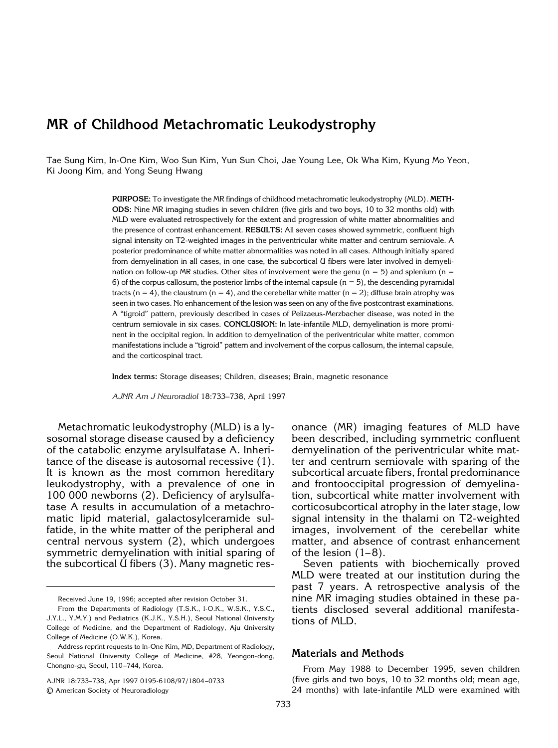# MR of Childhood Metachromatic Leukodystrophy

Tae Sung Kim, In-One Kim, Woo Sun Kim, Yun Sun Choi, Jae Young Lee, Ok Wha Kim, Kyung Mo Yeon, Ki Joong Kim, and Yong Seung Hwang

**PURPOSE:** To investigate the MR findings of childhood metachromatic leukodystrophy (MLD). **METHODS:** Nine MR imaging studies in seven children (five girls and two boys, 10 to 32 months old) with MLD were evaluated retrospectively for the extent and progression of white matter abnormalities and the presence of contrast enhancement. **RESULTS:** All seven cases showed symmetric, confluent high signal intensity on T2-weighted images in the periventricular white matter and centrum semiovale. A posterior predominance of white matter abnormalities was noted in all cases. Although initially spared from demyelination in all cases, in one case, the subcortical U fibers were later involved in demyelination on follow-up MR studies. Other sites of involvement were the genu (n = 5) and splenium (n = 6) of the corpus callosum, the posterior limbs of the internal capsule (n = 5), the descending pyramidal tracts (n = 4), the claustrum (n = 4), and the cerebellar white matter (n = 2); diffuse brain atrophy was seen in two cases. No enhancement of the lesion was seen on any of the five postcontrast examinations. A "tigroid" pattern, previously described in cases of Pelizaeus-Merzbacher disease, was noted in the centrum semiovale in six cases. **CONCLUSION:** In late-infantile MLD, demyelination is more prominent in the occipital region. In addition to demyelination of the periventricular white matter, common manifestations include a "tigroid" pattern and involvement of the corpus callosum, the internal capsule, and the corticospinal tract.

**Index terms:** Storage diseases; Children, diseases; Brain, magnetic resonance

*AJNR Am J Neuroradiol* 18:733–738, April 1997

Metachromatic leukodystrophy (MLD) is a lysosomal storage disease caused by a deficiency of the catabolic enzyme arylsulfatase A. Inheritance of the disease is autosomal recessive (1). It is known as the most common hereditary leukodystrophy, with a prevalence of one in 100 000 newborns (2). Deficiency of arylsulfatase A results in accumulation of a metachromatic lipid material, galactosylceramide sulfatide, in the white matter of the peripheral and central nervous system (2), which undergoes symmetric demyelination with initial sparing of the subcortical U fibers (3). Many magnetic resonance (MR) imaging features of MLD have been described, including symmetric confluent demyelination of the periventricular white matter and centrum semiovale with sparing of the subcortical arcuate fibers, frontal predominance and frontooccipital progression of demyelination, subcortical white matter involvement with corticosubcortical atrophy in the later stage, low signal intensity in the thalami on T2-weighted images, involvement of the cerebellar white matter, and absence of contrast enhancement of the lesion (1–8).

Seven patients with biochemically proved MLD were treated at our institution during the past 7 years. A retrospective analysis of the nine MR imaging studies obtained in these patients disclosed several additional manifestations of MLD.

## Materials and Methods

From May 1988 to December 1995, seven children (five girls and two boys, 10 to 32 months old; mean age, 24 months) with late-infantile MLD were examined with

Received June 19, 1996; accepted after revision October 31.

From the Departments of Radiology (T.S.K., I-O.K., W.S.K., Y.S.C., J.Y.L., Y.M.Y.) and Pediatrics (K.J.K., Y.S.H.), Seoul National University College of Medicine, and the Department of Radiology, Aju University College of Medicine (O.W.K.), Korea.

Address reprint requests to In-One Kim, MD, Department of Radiology, Seoul National University College of Medicine, #28, Yeongon-dong, Chongno-gu, Seoul, 110–744, Korea.

AJNR 18:733–738, Apr 1997 0195-6108/97/1804–0733
© American Society of Neuroradiology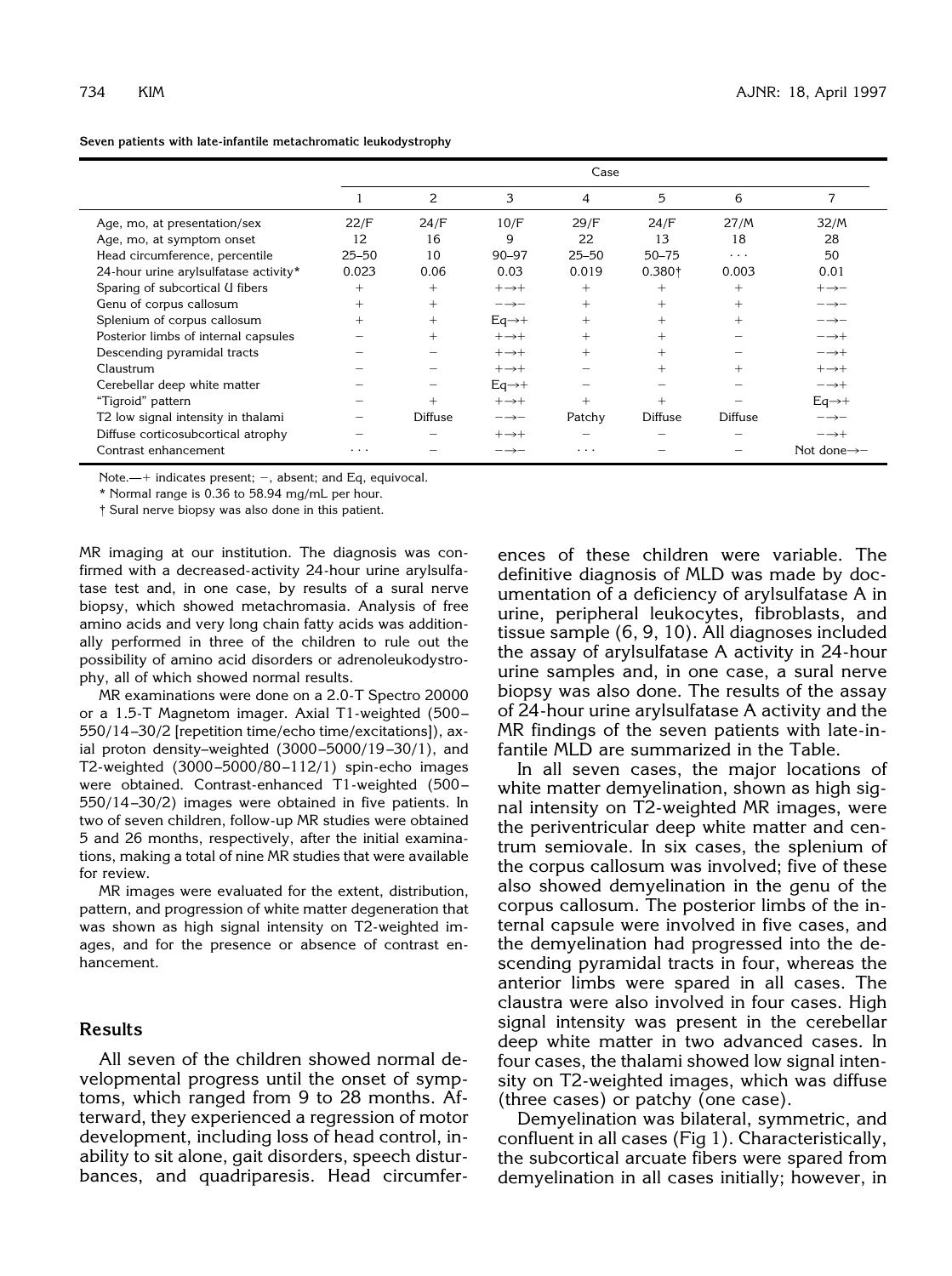**Seven patients with late-infantile metachromatic leukodystrophy**

| | Case | | | | | | |
|---|---|---|---|---|---|---|---|
| | 1 | 2 | 3 | 4 | 5 | 6 | 7 |
| Age, mo, at presentation/sex | 22/F | 24/F | 10/F | 29/F | 24/F | 27/M | 32/M |
| Age, mo, at symptom onset | 12 | 16 | 9 | 22 | 13 | 18 | 28 |
| Head circumference, percentile | 25–50 | 10 | 90–97 | 25–50 | 50–75 | . . . | 50 |
| 24-hour urine arylsulfatase activity* | 0.023 | 0.06 | 0.03 | 0.019 | 0.380† | 0.003 | 0.01 |
| Sparing of subcortical U fibers | + | + | +→+ | + | + | + | +→− |
| Genu of corpus callosum | + | + | −→− | + | + | + | −→− |
| Splenium of corpus callosum | + | + | Eq→+ | + | + | + | −→− |
| Posterior limbs of internal capsules | − | + | +→+ | + | + | − | −→+ |
| Descending pyramidal tracts | − | − | +→+ | + | + | − | −→+ |
| Claustrum | − | − | +→+ | − | + | + | +→+ |
| Cerebellar deep white matter | − | − | Eq→+ | − | − | − | −→+ |
| "Tigroid" pattern | − | + | +→+ | + | + | − | Eq→+ |
| T2 low signal intensity in thalami | − | Diffuse | −→− | Patchy | Diffuse | Diffuse | −→− |
| Diffuse corticosubcortical atrophy | − | − | +→+ | − | − | − | −→+ |
| Contrast enhancement | . . . | − | −→− | . . . | − | − | Not done→− |

Note.—+ indicates present; −, absent; and Eq, equivocal.

* Normal range is 0.36 to 58.94 mg/mL per hour.

† Sural nerve biopsy was also done in this patient.

MR imaging at our institution. The diagnosis was confirmed with a decreased-activity 24-hour urine arylsulfatase test and, in one case, by results of a sural nerve biopsy, which showed metachromasia. Analysis of free amino acids and very long chain fatty acids was additionally performed in three of the children to rule out the possibility of amino acid disorders or adrenoleukodystrophy, all of which showed normal results.

MR examinations were done on a 2.0-T Spectro 20000 or a 1.5-T Magnetom imager. Axial T1-weighted (500–550/14–30/2 [repetition time/echo time/excitations]), axial proton density–weighted (3000–5000/19–30/1), and T2-weighted (3000–5000/80–112/1) spin-echo images were obtained. Contrast-enhanced T1-weighted (500–550/14–30/2) images were obtained in five patients. In two of seven children, follow-up MR studies were obtained 5 and 26 months, respectively, after the initial examinations, making a total of nine MR studies that were available for review.

MR images were evaluated for the extent, distribution, pattern, and progression of white matter degeneration that was shown as high signal intensity on T2-weighted images, and for the presence or absence of contrast enhancement.

## Results

All seven of the children showed normal developmental progress until the onset of symptoms, which ranged from 9 to 28 months. Afterward, they experienced a regression of motor development, including loss of head control, inability to sit alone, gait disorders, speech disturbances, and quadriparesis. Head circumferences of these children were variable. The definitive diagnosis of MLD was made by documentation of a deficiency of arylsulfatase A in urine, peripheral leukocytes, fibroblasts, and tissue sample (6, 9, 10). All diagnoses included the assay of arylsulfatase A activity in 24-hour urine samples and, in one case, a sural nerve biopsy was also done. The results of the assay of 24-hour urine arylsulfatase A activity and the MR findings of the seven patients with late-infantile MLD are summarized in the Table.

In all seven cases, the major locations of white matter demyelination, shown as high signal intensity on T2-weighted MR images, were the periventricular deep white matter and centrum semiovale. In six cases, the splenium of the corpus callosum was involved; five of these also showed demyelination in the genu of the corpus callosum. The posterior limbs of the internal capsule were involved in five cases, and the demyelination had progressed into the descending pyramidal tracts in four, whereas the anterior limbs were spared in all cases. The claustra were also involved in four cases. High signal intensity was present in the cerebellar deep white matter in two advanced cases. In four cases, the thalami showed low signal intensity on T2-weighted images, which was diffuse (three cases) or patchy (one case).

Demyelination was bilateral, symmetric, and confluent in all cases (Fig 1). Characteristically, the subcortical arcuate fibers were spared from demyelination in all cases initially; however, in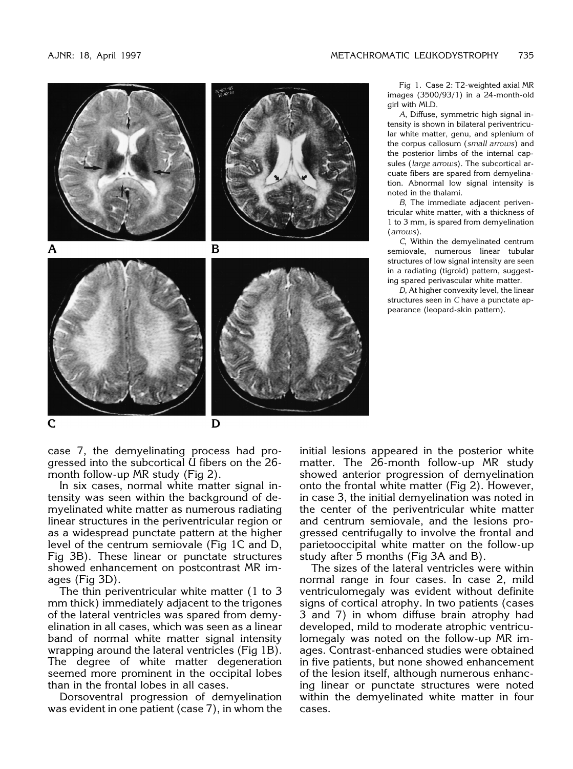Fig 1. Case 2: T2-weighted axial MR images (3500/93/1) in a 24-month-old girl with MLD.

*A*, Diffuse, symmetric high signal intensity is shown in bilateral periventricular white matter, genu, and splenium of the corpus callosum (*small arrows*) and the posterior limbs of the internal capsules (*large arrows*). The subcortical arcuate fibers are spared from demyelination. Abnormal low signal intensity is noted in the thalami.

*B*, The immediate adjacent periventricular white matter, with a thickness of 1 to 3 mm, is spared from demyelination (*arrows*).

*C*, Within the demyelinated centrum semiovale, numerous linear tubular structures of low signal intensity are seen in a radiating (tigroid) pattern, suggesting spared perivascular white matter.

*D*, At higher convexity level, the linear structures seen in *C* have a punctate appearance (leopard-skin pattern).

case 7, the demyelinating process had progressed into the subcortical U fibers on the 26-month follow-up MR study (Fig 2).

In six cases, normal white matter signal intensity was seen within the background of demyelinated white matter as numerous radiating linear structures in the periventricular region or as a widespread punctate pattern at the higher level of the centrum semiovale (Fig 1C and D, Fig 3B). These linear or punctate structures showed enhancement on postcontrast MR images (Fig 3D).

The thin periventricular white matter (1 to 3 mm thick) immediately adjacent to the trigones of the lateral ventricles was spared from demyelination in all cases, which was seen as a linear band of normal white matter signal intensity wrapping around the lateral ventricles (Fig 1B). The degree of white matter degeneration seemed more prominent in the occipital lobes than in the frontal lobes in all cases.

Dorsoventral progression of demyelination was evident in one patient (case 7), in whom the initial lesions appeared in the posterior white matter. The 26-month follow-up MR study showed anterior progression of demyelination onto the frontal white matter (Fig 2). However, in case 3, the initial demyelination was noted in the center of the periventricular white matter and centrum semiovale, and the lesions progressed centrifugally to involve the frontal and parietooccipital white matter on the follow-up study after 5 months (Fig 3A and B).

The sizes of the lateral ventricles were within normal range in four cases. In case 2, mild ventriculomegaly was evident without definite signs of cortical atrophy. In two patients (cases 3 and 7) in whom diffuse brain atrophy had developed, mild to moderate atrophic ventriculomegaly was noted on the follow-up MR images. Contrast-enhanced studies were obtained in five patients, but none showed enhancement of the lesion itself, although numerous enhancing linear or punctate structures were noted within the demyelinated white matter in four cases.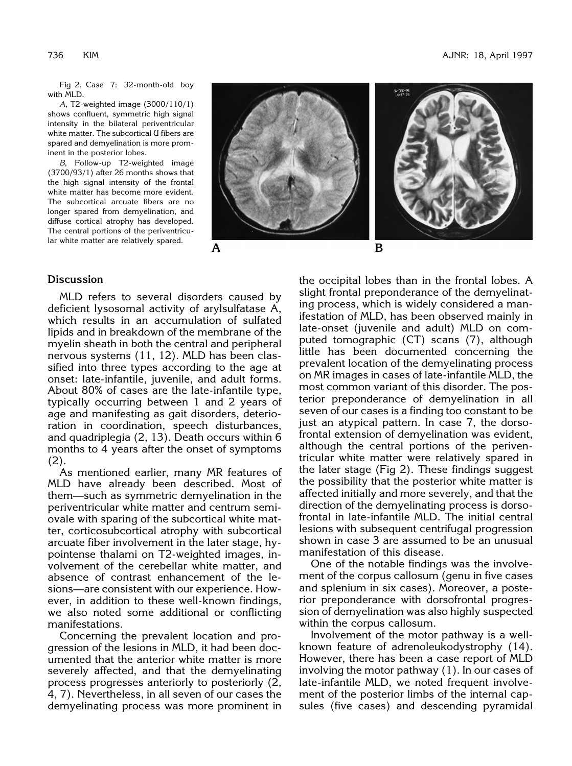Fig 2. Case 7: 32-month-old boy with MLD.

*A*, T2-weighted image (3000/110/1) shows confluent, symmetric high signal intensity in the bilateral periventricular white matter. The subcortical U fibers are spared and demyelination is more prominent in the posterior lobes.

*B*, Follow-up T2-weighted image (3700/93/1) after 26 months shows that the high signal intensity of the frontal white matter has become more evident. The subcortical arcuate fibers are no longer spared from demyelination, and diffuse cortical atrophy has developed. The central portions of the periventricular white matter are relatively spared.

## Discussion

MLD refers to several disorders caused by deficient lysosomal activity of arylsulfatase A, which results in an accumulation of sulfated lipids and in breakdown of the membrane of the myelin sheath in both the central and peripheral nervous systems (11, 12). MLD has been classified into three types according to the age at onset: late-infantile, juvenile, and adult forms. About 80% of cases are the late-infantile type, typically occurring between 1 and 2 years of age and manifesting as gait disorders, deterioration in coordination, speech disturbances, and quadriplegia (2, 13). Death occurs within 6 months to 4 years after the onset of symptoms (2).

As mentioned earlier, many MR features of MLD have already been described. Most of them—such as symmetric demyelination in the periventricular white matter and centrum semiovale with sparing of the subcortical white matter, corticosubcortical atrophy with subcortical arcuate fiber involvement in the later stage, hypointense thalami on T2-weighted images, involvement of the cerebellar white matter, and absence of contrast enhancement of the lesions—are consistent with our experience. However, in addition to these well-known findings, we also noted some additional or conflicting manifestations.

Concerning the prevalent location and progression of the lesions in MLD, it had been documented that the anterior white matter is more severely affected, and that the demyelinating process progresses anteriorly to posteriorly (2, 4, 7). Nevertheless, in all seven of our cases the demyelinating process was more prominent in the occipital lobes than in the frontal lobes. A slight frontal preponderance of the demyelinating process, which is widely considered a manifestation of MLD, has been observed mainly in late-onset (juvenile and adult) MLD on computed tomographic (CT) scans (7), although little has been documented concerning the prevalent location of the demyelinating process on MR images in cases of late-infantile MLD, the most common variant of this disorder. The posterior preponderance of demyelination in all seven of our cases is a finding too constant to be just an atypical pattern. In case 7, the dorsofrontal extension of demyelination was evident, although the central portions of the periventricular white matter were relatively spared in the later stage (Fig 2). These findings suggest the possibility that the posterior white matter is affected initially and more severely, and that the direction of the demyelinating process is dorsofrontal in late-infantile MLD. The initial central lesions with subsequent centrifugal progression shown in case 3 are assumed to be an unusual manifestation of this disease.

One of the notable findings was the involvement of the corpus callosum (genu in five cases and splenium in six cases). Moreover, a posterior preponderance with dorsofrontal progression of demyelination was also highly suspected within the corpus callosum.

Involvement of the motor pathway is a well-known feature of adrenoleukodystrophy (14). However, there has been a case report of MLD involving the motor pathway (1). In our cases of late-infantile MLD, we noted frequent involvement of the posterior limbs of the internal capsules (five cases) and descending pyramidal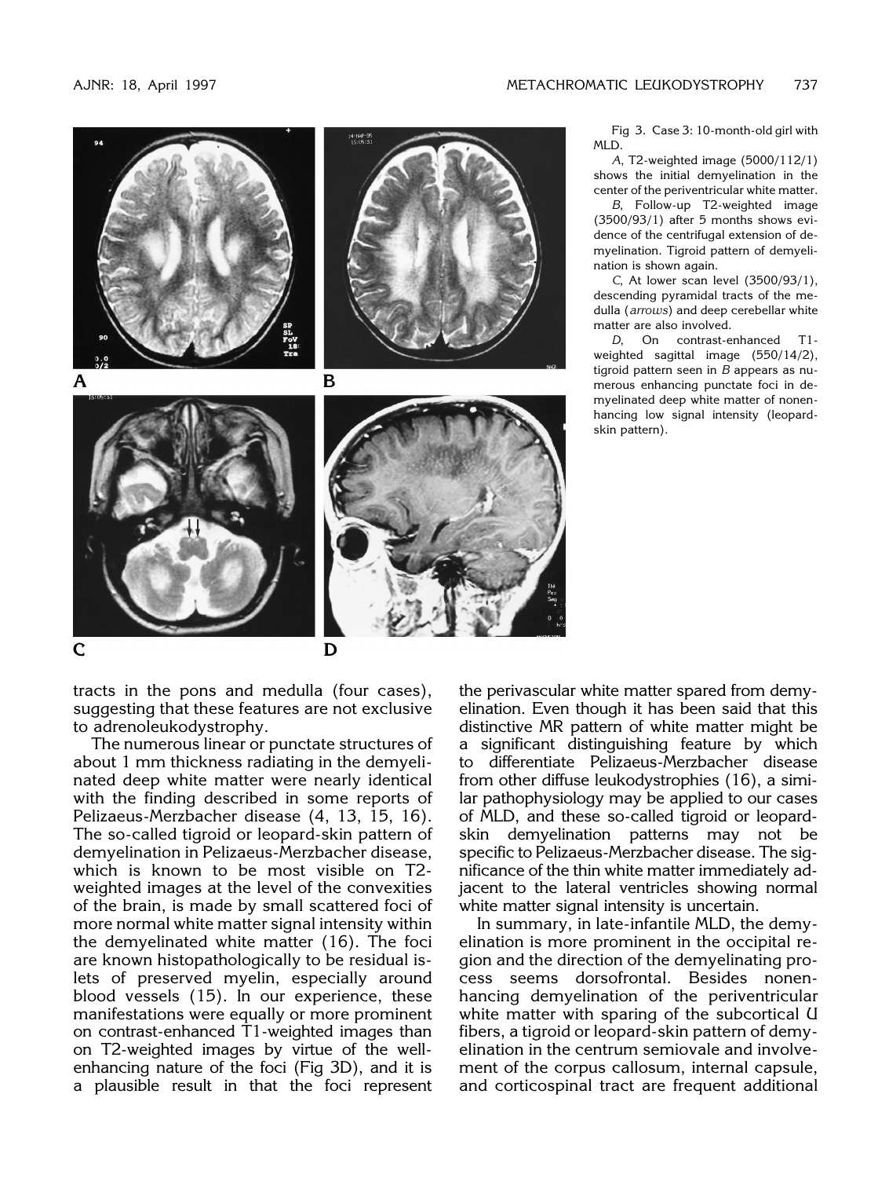Fig 3. Case 3: 10-month-old girl with MLD.

*A*, T2-weighted image (5000/112/1) shows the initial demyelination in the center of the periventricular white matter.

*B*, Follow-up T2-weighted image (3500/93/1) after 5 months shows evidence of the centrifugal extension of demyelination. Tigroid pattern of demyelination is shown again.

*C*, At lower scan level (3500/93/1), descending pyramidal tracts of the medulla (*arrows*) and deep cerebellar white matter are also involved.

*D*, On contrast-enhanced T1-weighted sagittal image (550/14/2), tigroid pattern seen in *B* appears as numerous enhancing punctate foci in demyelinated deep white matter of nonenhancing low signal intensity (leopard-skin pattern).

tracts in the pons and medulla (four cases), suggesting that these features are not exclusive to adrenoleukodystrophy.

The numerous linear or punctate structures of about 1 mm thickness radiating in the demyelinated deep white matter were nearly identical with the finding described in some reports of Pelizaeus-Merzbacher disease (4, 13, 15, 16). The so-called tigroid or leopard-skin pattern of demyelination in Pelizaeus-Merzbacher disease, which is known to be most visible on T2-weighted images at the level of the convexities of the brain, is made by small scattered foci of more normal white matter signal intensity within the demyelinated white matter (16). The foci are known histopathologically to be residual islets of preserved myelin, especially around blood vessels (15). In our experience, these manifestations were equally or more prominent on contrast-enhanced T1-weighted images than on T2-weighted images by virtue of the well-enhancing nature of the foci (Fig 3D), and it is a plausible result in that the foci represent the perivascular white matter spared from demyelination. Even though it has been said that this distinctive MR pattern of white matter might be a significant distinguishing feature by which to differentiate Pelizaeus-Merzbacher disease from other diffuse leukodystrophies (16), a similar pathophysiology may be applied to our cases of MLD, and these so-called tigroid or leopard-skin demyelination patterns may not be specific to Pelizaeus-Merzbacher disease. The significance of the thin white matter immediately adjacent to the lateral ventricles showing normal white matter signal intensity is uncertain.

In summary, in late-infantile MLD, the demyelination is more prominent in the occipital region and the direction of the demyelinating process seems dorsofrontal. Besides nonenhancing demyelination of the periventricular white matter with sparing of the subcortical U fibers, a tigroid or leopard-skin pattern of demyelination in the centrum semiovale and involvement of the corpus callosum, internal capsule, and corticospinal tract are frequent additional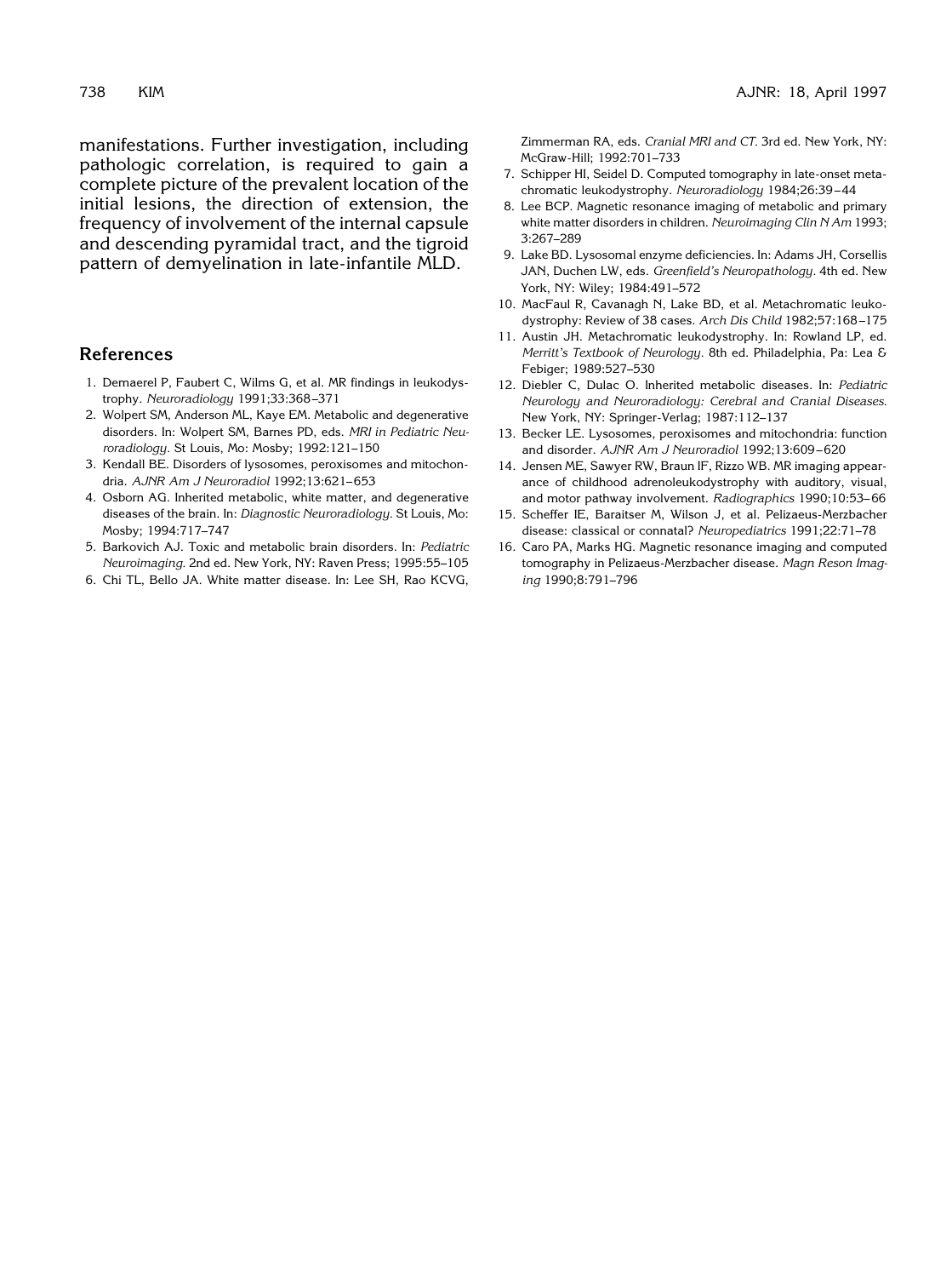manifestations. Further investigation, including pathologic correlation, is required to gain a complete picture of the prevalent location of the initial lesions, the direction of extension, the frequency of involvement of the internal capsule and descending pyramidal tract, and the tigroid pattern of demyelination in late-infantile MLD.

## References

1. Demaerel P, Faubert C, Wilms G, et al. MR findings in leukodystrophy. *Neuroradiology* 1991;33:368–371
2. Wolpert SM, Anderson ML, Kaye EM. Metabolic and degenerative disorders. In: Wolpert SM, Barnes PD, eds. *MRI in Pediatric Neuroradiology*. St Louis, Mo: Mosby; 1992:121–150
3. Kendall BE. Disorders of lysosomes, peroxisomes and mitochondria. *AJNR Am J Neuroradiol* 1992;13:621–653
4. Osborn AG. Inherited metabolic, white matter, and degenerative diseases of the brain. In: *Diagnostic Neuroradiology*. St Louis, Mo: Mosby; 1994:717–747
5. Barkovich AJ. Toxic and metabolic brain disorders. In: *Pediatric Neuroimaging*. 2nd ed. New York, NY: Raven Press; 1995:55–105
6. Chi TL, Bello JA. White matter disease. In: Lee SH, Rao KCVG, Zimmerman RA, eds. *Cranial MRI and CT*. 3rd ed. New York, NY: McGraw-Hill; 1992:701–733
7. Schipper HI, Seidel D. Computed tomography in late-onset metachromatic leukodystrophy. *Neuroradiology* 1984;26:39–44
8. Lee BCP. Magnetic resonance imaging of metabolic and primary white matter disorders in children. *Neuroimaging Clin N Am* 1993;3:267–289
9. Lake BD. Lysosomal enzyme deficiencies. In: Adams JH, Corsellis JAN, Duchen LW, eds. *Greenfield's Neuropathology*. 4th ed. New York, NY: Wiley; 1984:491–572
10. MacFaul R, Cavanagh N, Lake BD, et al. Metachromatic leukodystrophy: Review of 38 cases. *Arch Dis Child* 1982;57:168–175
11. Austin JH. Metachromatic leukodystrophy. In: Rowland LP, ed. *Merritt's Textbook of Neurology*. 8th ed. Philadelphia, Pa: Lea & Febiger; 1989:527–530
12. Diebler C, Dulac O. Inherited metabolic diseases. In: *Pediatric Neurology and Neuroradiology: Cerebral and Cranial Diseases*. New York, NY: Springer-Verlag; 1987:112–137
13. Becker LE. Lysosomes, peroxisomes and mitochondria: function and disorder. *AJNR Am J Neuroradiol* 1992;13:609–620
14. Jensen ME, Sawyer RW, Braun IF, Rizzo WB. MR imaging appearance of childhood adrenoleukodystrophy with auditory, visual, and motor pathway involvement. *Radiographics* 1990;10:53–66
15. Scheffer IE, Baraitser M, Wilson J, et al. Pelizaeus-Merzbacher disease: classical or connatal? *Neuropediatrics* 1991;22:71–78
16. Caro PA, Marks HG. Magnetic resonance imaging and computed tomography in Pelizaeus-Merzbacher disease. *Magn Reson Imaging* 1990;8:791–796